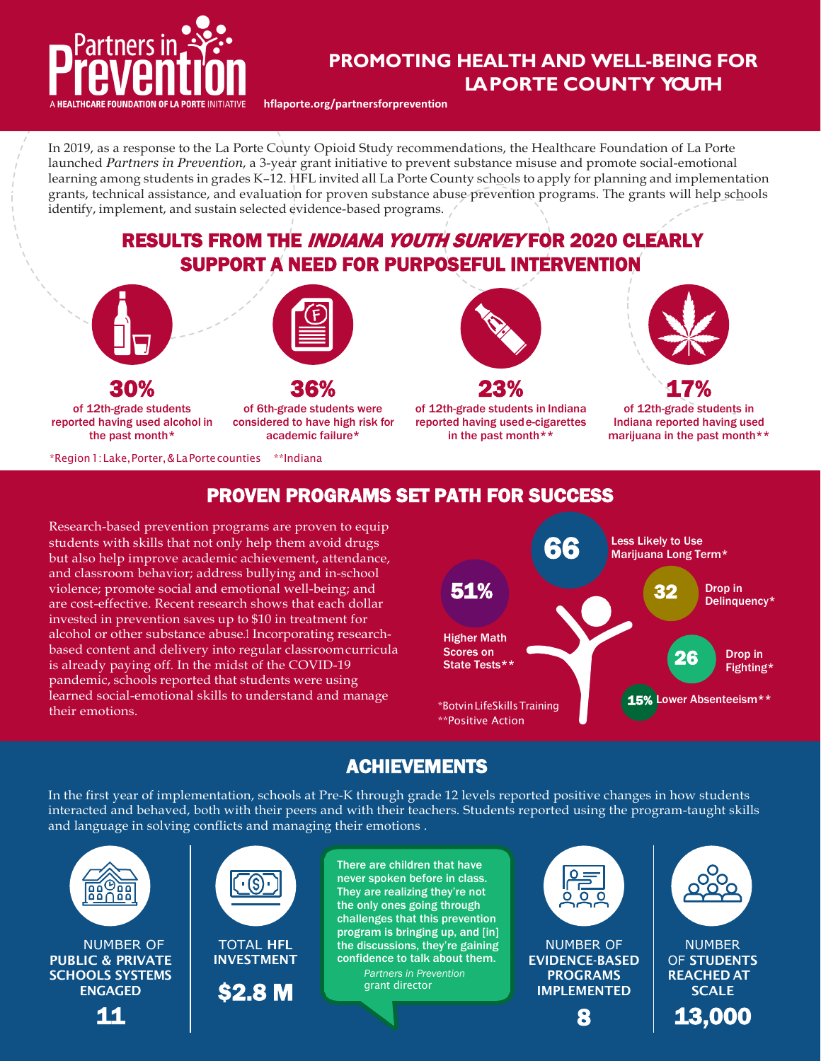# Partners in Prevention

A HEALTHCARE FOUNDATION OF LA PORTE INITIATIVE

## PROMOTING HEALTH AND WELL-BEING FOR LAPORTE COUNTY YOUTH

hflaporte.org/partnersforprevention

In 2019, as a response to the La Porte County Opioid Study recommendations, the Healthcare Foundation of La Porte launched *Partners in Prevention*, a 3-year grant initiative to prevent substance misuse and promote social-emotional learning among students in grades K–12. HFL invited all La Porte County schools to apply for planning and implementation grants, technical assistance, and evaluation for proven substance abuse prevention programs. The grants will help schools identify, implement, and sustain selected evidence-based programs.

## RESULTS FROM THE *INDIANA YOUTH SURVEY* FOR 2020 CLEARLY SUPPORT A NEED FOR PURPOSEFUL INTERVENTION

**30%** of 12th-grade students reported having used alcohol in the past month*

**36%** of 6th-grade students were considered to have high risk for academic failure*

**23%** of 12th-grade students in Indiana reported having used e-cigarettes in the past month**

**17%** of 12th-grade students in Indiana reported having used marijuana in the past month**

*Region 1: Lake, Porter, & La Porte counties **Indiana

## PROVEN PROGRAMS SET PATH FOR SUCCESS

Research-based prevention programs are proven to equip students with skills that not only help them avoid drugs but also help improve academic achievement, attendance, and classroom behavior; address bullying and in-school violence; promote social and emotional well-being; and are cost-effective. Recent research shows that each dollar invested in prevention saves up to $10 in treatment for alcohol or other substance abuse.[1] Incorporating research-based content and delivery into regular classroom curricula is already paying off. In the midst of the COVID-19 pandemic, schools reported that students were using learned social-emotional skills to understand and manage their emotions.

- **66** Less Likely to Use Marijuana Long Term*
- **51%** Higher Math Scores on State Tests**
- **32** Drop in Delinquency*
- **26** Drop in Fighting*
- **15%** Lower Absenteeism**

*Botvin LifeSkills Training
**Positive Action

## ACHIEVEMENTS

In the first year of implementation, schools at Pre-K through grade 12 levels reported positive changes in how students interacted and behaved, both with their peers and with their teachers. Students reported using the program-taught skills and language in solving conflicts and managing their emotions .

NUMBER OF **PUBLIC & PRIVATE SCHOOLS SYSTEMS ENGAGED**
**11**

TOTAL **HFL INVESTMENT**
**$2.8 M**

> There are children that have never spoken before in class. They are realizing they're not the only ones going through challenges that this prevention program is bringing up, and [in] the discussions, they're gaining confidence to talk about them.
>
> *Partners in Prevention* grant director

NUMBER OF **EVIDENCE-BASED PROGRAMS IMPLEMENTED**
**8**

NUMBER OF **STUDENTS REACHED AT SCALE**
**13,000**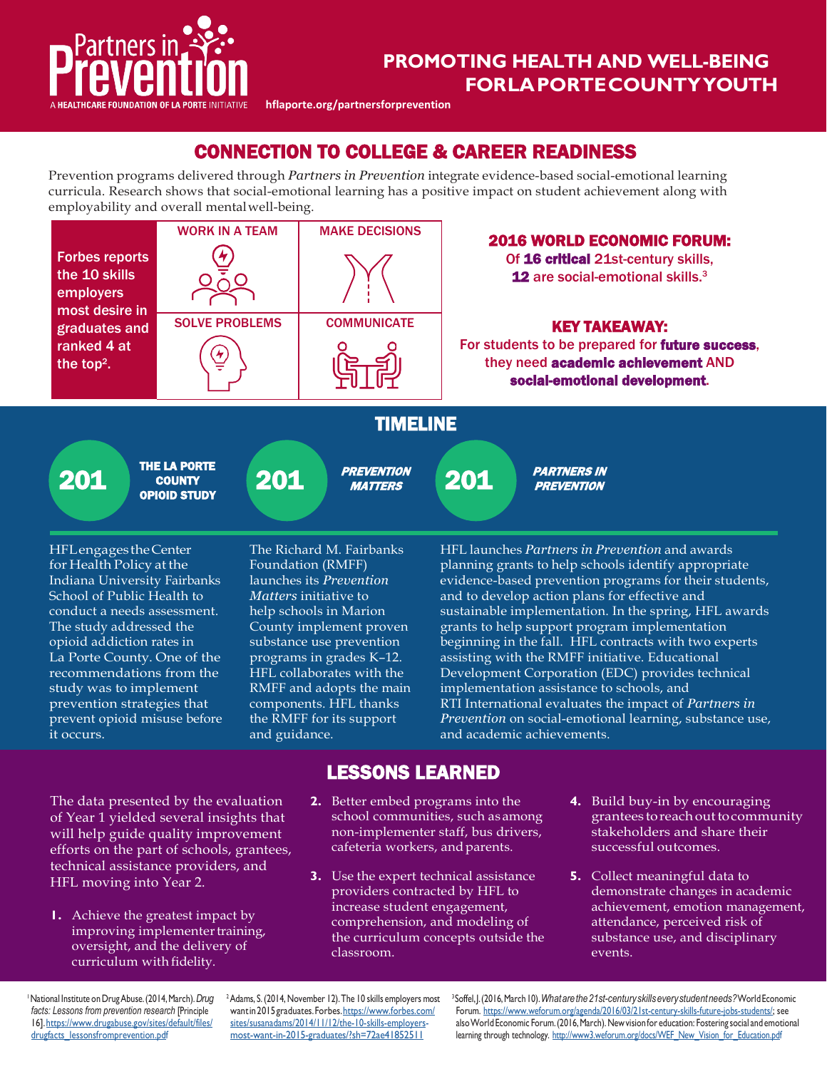# Partners in Prevention

A HEALTHCARE FOUNDATION OF LA PORTE INITIATIVE

hflaporte.org/partnersforprevention

## PROMOTING HEALTH AND WELL-BEING FOR LA PORTE COUNTY YOUTH

## CONNECTION TO COLLEGE & CAREER READINESS

Prevention programs delivered through *Partners in Prevention* integrate evidence-based social-emotional learning curricula. Research shows that social-emotional learning has a positive impact on student achievement along with employability and overall mental well-being.

Forbes reports the 10 skills employers most desire in graduates and ranked 4 at the top[2].

- WORK IN A TEAM
- MAKE DECISIONS
- SOLVE PROBLEMS
- COMMUNICATE

**2016 WORLD ECONOMIC FORUM:**
Of **16 critical** 21st-century skills, **12** are social-emotional skills.[3]

**KEY TAKEAWAY:**
For students to be prepared for **future success**, they need **academic achievement** AND **social-emotional development**.

## TIMELINE

**201 — THE LA PORTE COUNTY OPIOID STUDY**

HFL engages the Center for Health Policy at the Indiana University Fairbanks School of Public Health to conduct a needs assessment. The study addressed the opioid addiction rates in La Porte County. One of the recommendations from the study was to implement prevention strategies that prevent opioid misuse before it occurs.

**201 — *PREVENTION MATTERS***

The Richard M. Fairbanks Foundation (RMFF) launches its *Prevention Matters* initiative to help schools in Marion County implement proven substance use prevention programs in grades K–12. HFL collaborates with the RMFF and adopts the main components. HFL thanks the RMFF for its support and guidance.

**201 — *PARTNERS IN PREVENTION***

HFL launches *Partners in Prevention* and awards planning grants to help schools identify appropriate evidence-based prevention programs for their students, and to develop action plans for effective and sustainable implementation. In the spring, HFL awards grants to help support program implementation beginning in the fall. HFL contracts with two experts assisting with the RMFF initiative. Educational Development Corporation (EDC) provides technical implementation assistance to schools, and RTI International evaluates the impact of *Partners in Prevention* on social-emotional learning, substance use, and academic achievements.

## LESSONS LEARNED

The data presented by the evaluation of Year 1 yielded several insights that will help guide quality improvement efforts on the part of schools, grantees, technical assistance providers, and HFL moving into Year 2.

1. Achieve the greatest impact by improving implementer training, oversight, and the delivery of curriculum with fidelity.
2. Better embed programs into the school communities, such as among non-implementer staff, bus drivers, cafeteria workers, and parents.
3. Use the expert technical assistance providers contracted by HFL to increase student engagement, comprehension, and modeling of the curriculum concepts outside the classroom.
4. Build buy-in by encouraging grantees to reach out to community stakeholders and share their successful outcomes.
5. Collect meaningful data to demonstrate changes in academic achievement, emotion management, attendance, perceived risk of substance use, and disciplinary events.

[1] National Institute on Drug Abuse. (2014, March). *Drug facts: Lessons from prevention research* [Principle 16]. https://www.drugabuse.gov/sites/default/files/drugfacts_lessonsfromprevention.pdf

[2] Adams, S. (2014, November 12). The 10 skills employers most want in 2015 graduates. Forbes. https://www.forbes.com/sites/susanadams/2014/11/12/the-10-skills-employers-most-want-in-2015-graduates/?sh=72ae41852511

[3] Soffel, J. (2016, March 10). *What are the 21st-century skills every student needs?* World Economic Forum. https://www.weforum.org/agenda/2016/03/21st-century-skills-future-jobs-students/; see also World Economic Forum. (2016, March). New vision for education: Fostering social and emotional learning through technology. http://www3.weforum.org/docs/WEF_New_Vision_for_Education.pdf